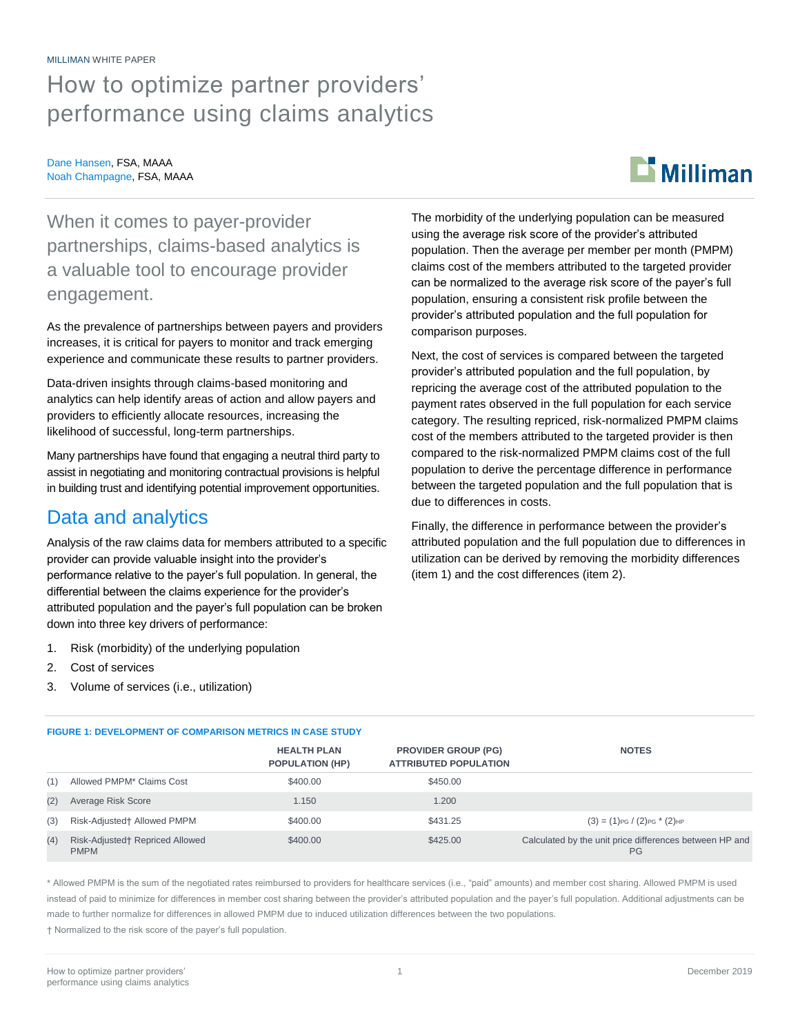MILLIMAN WHITE PAPER

# How to optimize partner providers' performance using claims analytics

Dane Hansen, FSA, MAAA
Noah Champagne, FSA, MAAA

When it comes to payer-provider partnerships, claims-based analytics is a valuable tool to encourage provider engagement.

As the prevalence of partnerships between payers and providers increases, it is critical for payers to monitor and track emerging experience and communicate these results to partner providers.

Data-driven insights through claims-based monitoring and analytics can help identify areas of action and allow payers and providers to efficiently allocate resources, increasing the likelihood of successful, long-term partnerships.

Many partnerships have found that engaging a neutral third party to assist in negotiating and monitoring contractual provisions is helpful in building trust and identifying potential improvement opportunities.

## Data and analytics

Analysis of the raw claims data for members attributed to a specific provider can provide valuable insight into the provider's performance relative to the payer's full population. In general, the differential between the claims experience for the provider's attributed population and the payer's full population can be broken down into three key drivers of performance:

1. Risk (morbidity) of the underlying population
2. Cost of services
3. Volume of services (i.e., utilization)

The morbidity of the underlying population can be measured using the average risk score of the provider's attributed population. Then the average per member per month (PMPM) claims cost of the members attributed to the targeted provider can be normalized to the average risk score of the payer's full population, ensuring a consistent risk profile between the provider's attributed population and the full population for comparison purposes.

Next, the cost of services is compared between the targeted provider's attributed population and the full population, by repricing the average cost of the attributed population to the payment rates observed in the full population for each service category. The resulting repriced, risk-normalized PMPM claims cost of the members attributed to the targeted provider is then compared to the risk-normalized PMPM claims cost of the full population to derive the percentage difference in performance between the targeted population and the full population that is due to differences in costs.

Finally, the difference in performance between the provider's attributed population and the full population due to differences in utilization can be derived by removing the morbidity differences (item 1) and the cost differences (item 2).

**FIGURE 1: DEVELOPMENT OF COMPARISON METRICS IN CASE STUDY**

| | | HEALTH PLAN POPULATION (HP) | PROVIDER GROUP (PG) ATTRIBUTED POPULATION | NOTES |
|---|---|---|---|---|
| (1) | Allowed PMPM* Claims Cost | $400.00 | $450.00 | |
| (2) | Average Risk Score | 1.150 | 1.200 | |
| (3) | Risk-Adjusted† Allowed PMPM | $400.00 | $431.25 | $(3) = (1)_{PG} / (2)_{PG} * (2)_{HP}$ |
| (4) | Risk-Adjusted† Repriced Allowed PMPM | $400.00 | $425.00 | Calculated by the unit price differences between HP and PG |

\* Allowed PMPM is the sum of the negotiated rates reimbursed to providers for healthcare services (i.e., "paid" amounts) and member cost sharing. Allowed PMPM is used instead of paid to minimize for differences in member cost sharing between the provider's attributed population and the payer's full population. Additional adjustments can be made to further normalize for differences in allowed PMPM due to induced utilization differences between the two populations.

† Normalized to the risk score of the payer's full population.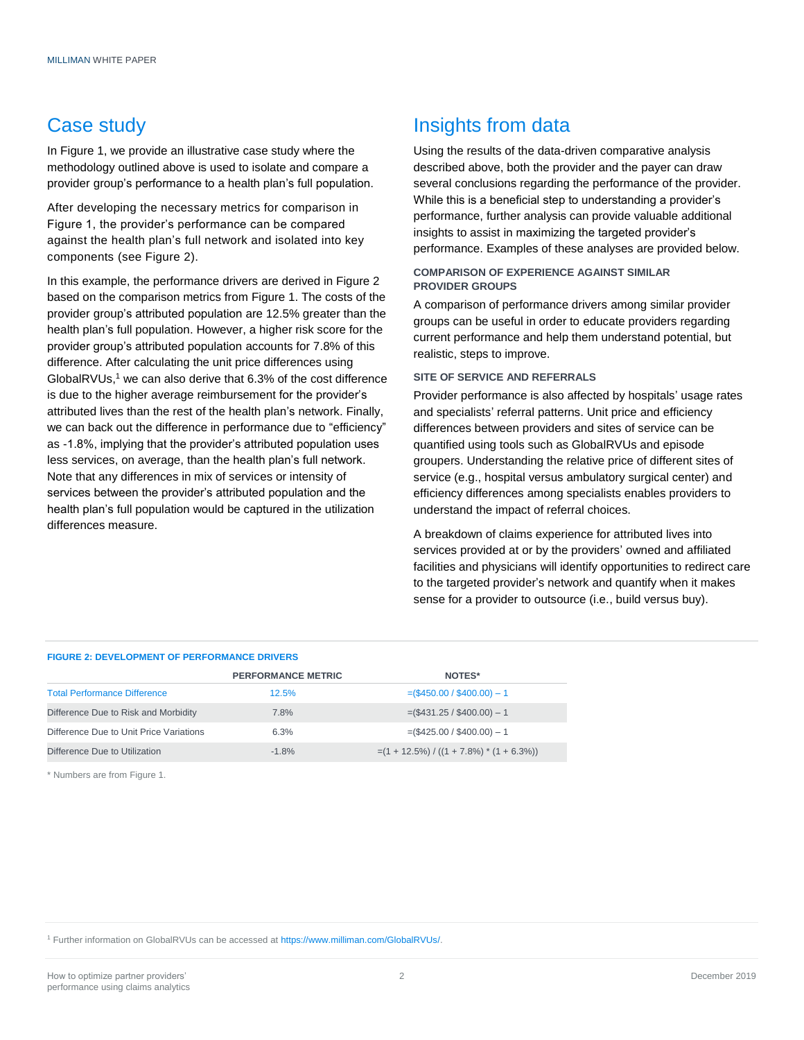## Case study

In Figure 1, we provide an illustrative case study where the methodology outlined above is used to isolate and compare a provider group's performance to a health plan's full population.

After developing the necessary metrics for comparison in Figure 1, the provider's performance can be compared against the health plan's full network and isolated into key components (see Figure 2).

In this example, the performance drivers are derived in Figure 2 based on the comparison metrics from Figure 1. The costs of the provider group's attributed population are 12.5% greater than the health plan's full population. However, a higher risk score for the provider group's attributed population accounts for 7.8% of this difference. After calculating the unit price differences using GlobalRVUs,[1] we can also derive that 6.3% of the cost difference is due to the higher average reimbursement for the provider's attributed lives than the rest of the health plan's network. Finally, we can back out the difference in performance due to "efficiency" as -1.8%, implying that the provider's attributed population uses less services, on average, than the health plan's full network. Note that any differences in mix of services or intensity of services between the provider's attributed population and the health plan's full population would be captured in the utilization differences measure.

## Insights from data

Using the results of the data-driven comparative analysis described above, both the provider and the payer can draw several conclusions regarding the performance of the provider. While this is a beneficial step to understanding a provider's performance, further analysis can provide valuable additional insights to assist in maximizing the targeted provider's performance. Examples of these analyses are provided below.

### COMPARISON OF EXPERIENCE AGAINST SIMILAR PROVIDER GROUPS

A comparison of performance drivers among similar provider groups can be useful in order to educate providers regarding current performance and help them understand potential, but realistic, steps to improve.

### SITE OF SERVICE AND REFERRALS

Provider performance is also affected by hospitals' usage rates and specialists' referral patterns. Unit price and efficiency differences between providers and sites of service can be quantified using tools such as GlobalRVUs and episode groupers. Understanding the relative price of different sites of service (e.g., hospital versus ambulatory surgical center) and efficiency differences among specialists enables providers to understand the impact of referral choices.

A breakdown of claims experience for attributed lives into services provided at or by the providers' owned and affiliated facilities and physicians will identify opportunities to redirect care to the targeted provider's network and quantify when it makes sense for a provider to outsource (i.e., build versus buy).

**FIGURE 2: DEVELOPMENT OF PERFORMANCE DRIVERS**

| | PERFORMANCE METRIC | NOTES* |
|---|---|---|
| Total Performance Difference | 12.5% | =($450.00 / $400.00) – 1 |
| Difference Due to Risk and Morbidity | 7.8% | =($431.25 / $400.00) – 1 |
| Difference Due to Unit Price Variations | 6.3% | =($425.00 / $400.00) – 1 |
| Difference Due to Utilization | -1.8% | =(1 + 12.5%) / ((1 + 7.8%) * (1 + 6.3%)) |

\* Numbers are from Figure 1.

[1] Further information on GlobalRVUs can be accessed at https://www.milliman.com/GlobalRVUs/.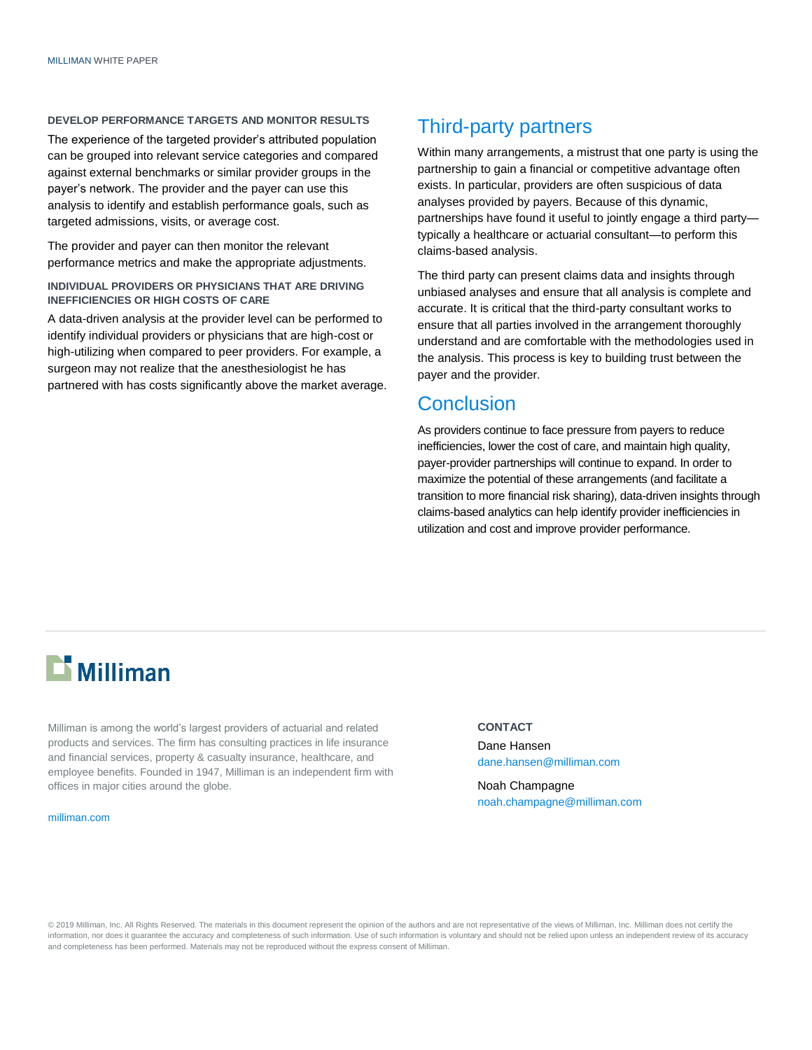#### DEVELOP PERFORMANCE TARGETS AND MONITOR RESULTS

The experience of the targeted provider's attributed population can be grouped into relevant service categories and compared against external benchmarks or similar provider groups in the payer's network. The provider and the payer can use this analysis to identify and establish performance goals, such as targeted admissions, visits, or average cost.

The provider and payer can then monitor the relevant performance metrics and make the appropriate adjustments.

#### INDIVIDUAL PROVIDERS OR PHYSICIANS THAT ARE DRIVING INEFFICIENCIES OR HIGH COSTS OF CARE

A data-driven analysis at the provider level can be performed to identify individual providers or physicians that are high-cost or high-utilizing when compared to peer providers. For example, a surgeon may not realize that the anesthesiologist he has partnered with has costs significantly above the market average.

## Third-party partners

Within many arrangements, a mistrust that one party is using the partnership to gain a financial or competitive advantage often exists. In particular, providers are often suspicious of data analyses provided by payers. Because of this dynamic, partnerships have found it useful to jointly engage a third party—typically a healthcare or actuarial consultant—to perform this claims-based analysis.

The third party can present claims data and insights through unbiased analyses and ensure that all analysis is complete and accurate. It is critical that the third-party consultant works to ensure that all parties involved in the arrangement thoroughly understand and are comfortable with the methodologies used in the analysis. This process is key to building trust between the payer and the provider.

## Conclusion

As providers continue to face pressure from payers to reduce inefficiencies, lower the cost of care, and maintain high quality, payer-provider partnerships will continue to expand. In order to maximize the potential of these arrangements (and facilitate a transition to more financial risk sharing), data-driven insights through claims-based analytics can help identify provider inefficiencies in utilization and cost and improve provider performance.

Milliman

Milliman is among the world's largest providers of actuarial and related products and services. The firm has consulting practices in life insurance and financial services, property & casualty insurance, healthcare, and employee benefits. Founded in 1947, Milliman is an independent firm with offices in major cities around the globe.

milliman.com

**CONTACT**

Dane Hansen
dane.hansen@milliman.com

Noah Champagne
noah.champagne@milliman.com

© 2019 Milliman, Inc. All Rights Reserved. The materials in this document represent the opinion of the authors and are not representative of the views of Milliman, Inc. Milliman does not certify the information, nor does it guarantee the accuracy and completeness of such information. Use of such information is voluntary and should not be relied upon unless an independent review of its accuracy and completeness has been performed. Materials may not be reproduced without the express consent of Milliman.